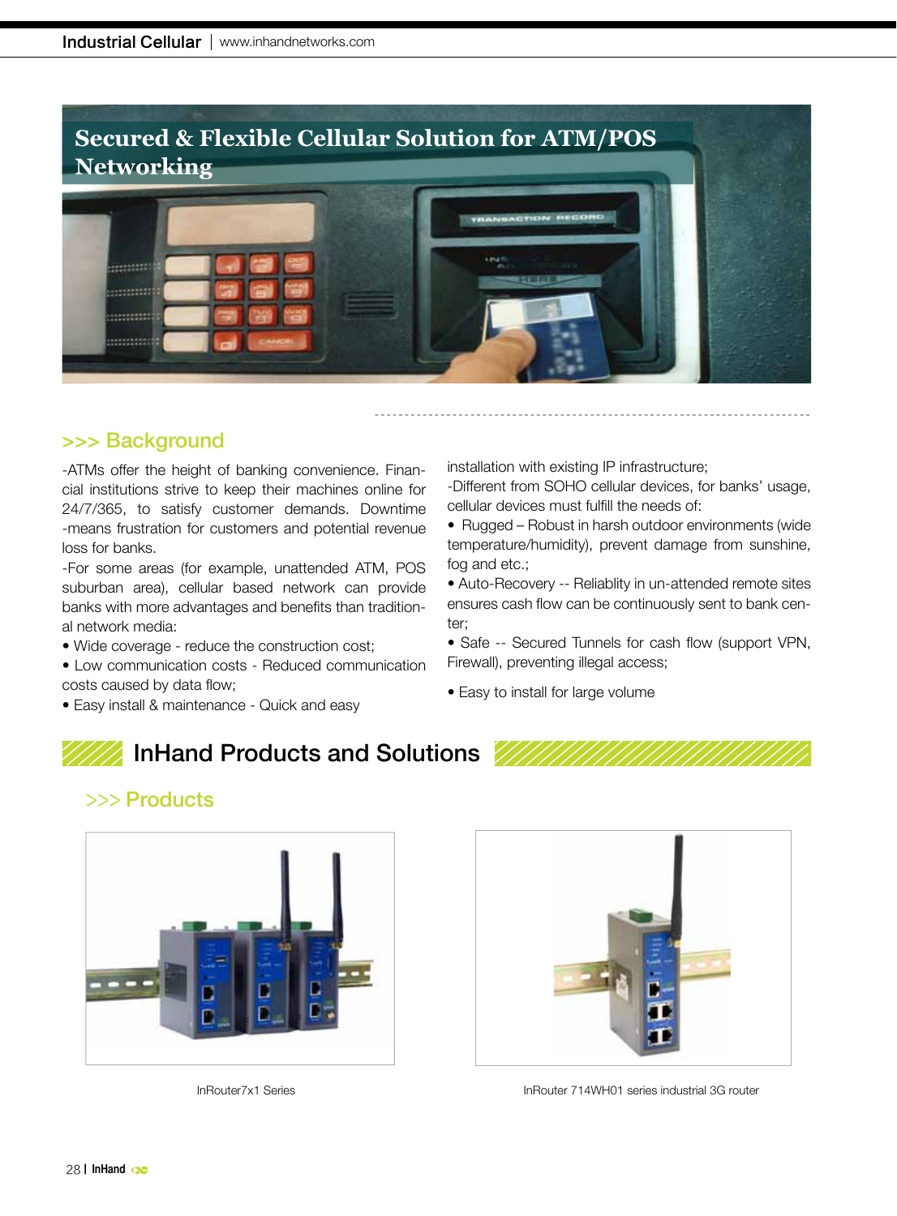# Secured & Flexible Cellular Solution for ATM/POS Networking

## >>> Background

-ATMs offer the height of banking convenience. Financial institutions strive to keep their machines online for 24/7/365, to satisfy customer demands. Downtime -means frustration for customers and potential revenue loss for banks.

-For some areas (for example, unattended ATM, POS suburban area), cellular based network can provide banks with more advantages and benefits than traditional network media:

- Wide coverage - reduce the construction cost;
- Low communication costs - Reduced communication costs caused by data flow;
- Easy install & maintenance - Quick and easy installation with existing IP infrastructure;

-Different from SOHO cellular devices, for banks' usage, cellular devices must fulfill the needs of:

- Rugged – Robust in harsh outdoor environments (wide temperature/humidity), prevent damage from sunshine, fog and etc.;
- Auto-Recovery -- Reliablity in un-attended remote sites ensures cash flow can be continuously sent to bank center;
- Safe -- Secured Tunnels for cash flow (support VPN, Firewall), preventing illegal access;
- Easy to install for large volume

## InHand Products and Solutions

### >>> Products

InRouter7x1 Series

InRouter 714WH01 series industrial 3G router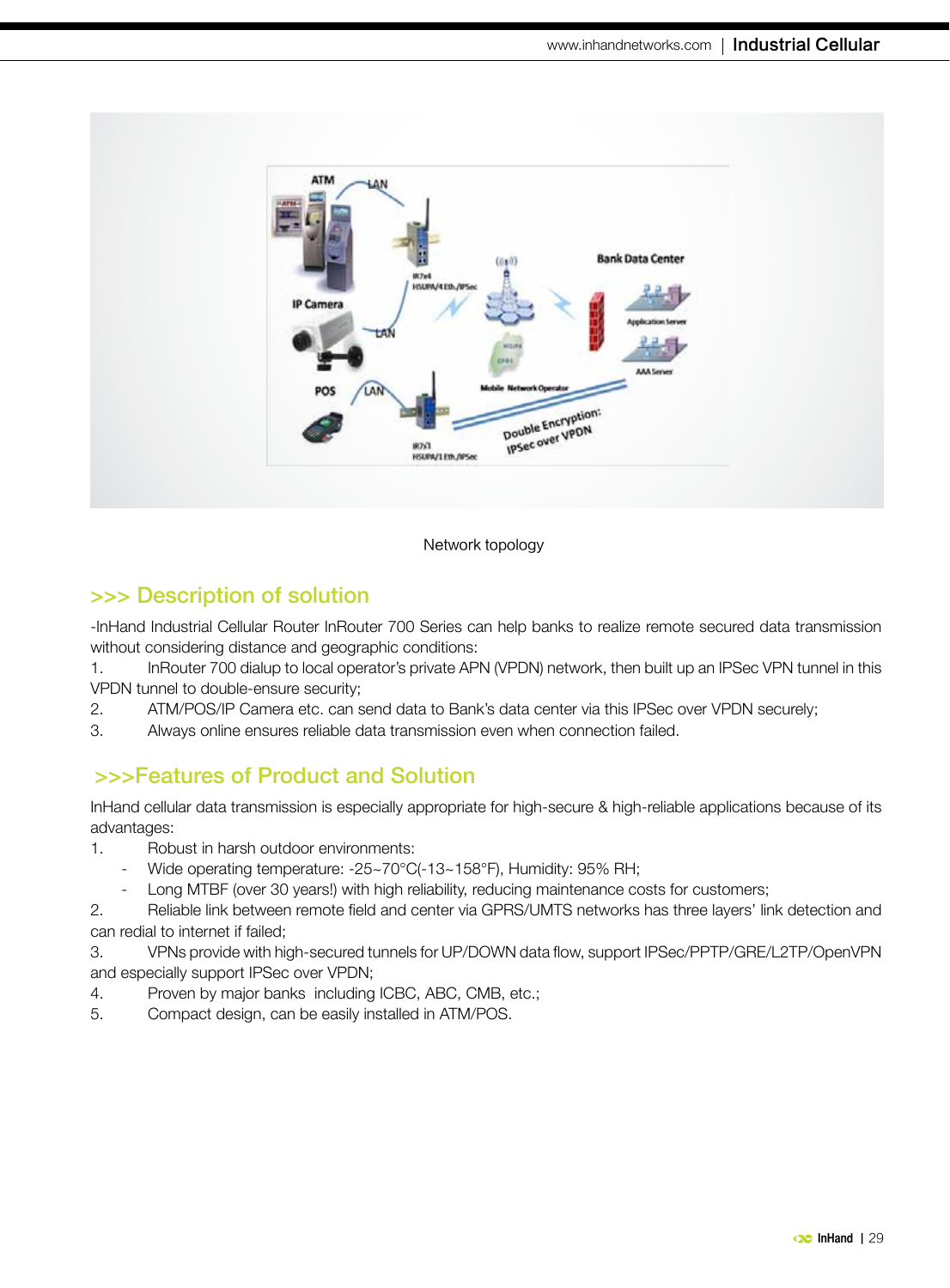Network topology

## >>> Description of solution

-InHand Industrial Cellular Router InRouter 700 Series can help banks to realize remote secured data transmission without considering distance and geographic conditions:

1. InRouter 700 dialup to local operator's private APN (VPDN) network, then built up an IPSec VPN tunnel in this VPDN tunnel to double-ensure security;
2. ATM/POS/IP Camera etc. can send data to Bank's data center via this IPSec over VPDN securely;
3. Always online ensures reliable data transmission even when connection failed.

## >>>Features of Product and Solution

InHand cellular data transmission is especially appropriate for high-secure & high-reliable applications because of its advantages:

1. Robust in harsh outdoor environments:
   - Wide operating temperature: -25~70°C(-13~158°F), Humidity: 95% RH;
   - Long MTBF (over 30 years!) with high reliability, reducing maintenance costs for customers;
2. Reliable link between remote field and center via GPRS/UMTS networks has three layers' link detection and can redial to internet if failed;
3. VPNs provide with high-secured tunnels for UP/DOWN data flow, support IPSec/PPTP/GRE/L2TP/OpenVPN and especially support IPSec over VPDN;
4. Proven by major banks including ICBC, ABC, CMB, etc.;
5. Compact design, can be easily installed in ATM/POS.